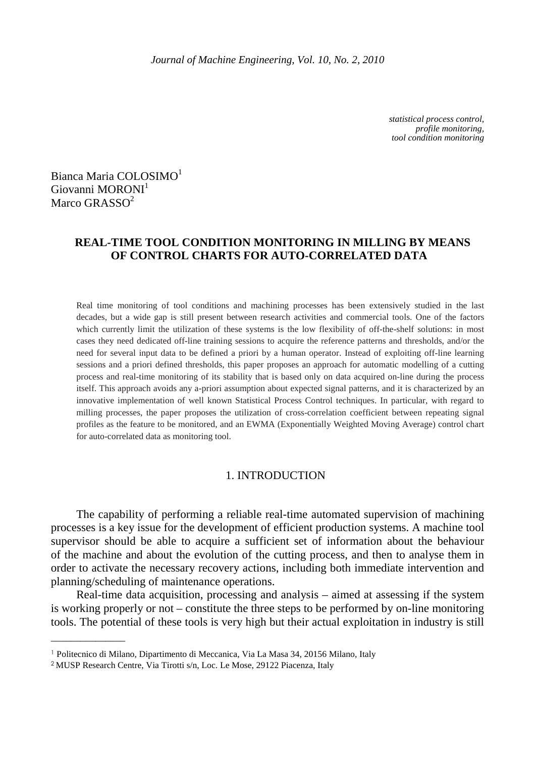*statistical process control,*
*profile monitoring,*
*tool condition monitoring*

Bianca Maria COLOSIMO[1]
Giovanni MORONI[1]
Marco GRASSO[2]

# REAL-TIME TOOL CONDITION MONITORING IN MILLING BY MEANS OF CONTROL CHARTS FOR AUTO-CORRELATED DATA

Real time monitoring of tool conditions and machining processes has been extensively studied in the last decades, but a wide gap is still present between research activities and commercial tools. One of the factors which currently limit the utilization of these systems is the low flexibility of off-the-shelf solutions: in most cases they need dedicated off-line training sessions to acquire the reference patterns and thresholds, and/or the need for several input data to be defined a priori by a human operator. Instead of exploiting off-line learning sessions and a priori defined thresholds, this paper proposes an approach for automatic modelling of a cutting process and real-time monitoring of its stability that is based only on data acquired on-line during the process itself. This approach avoids any a-priori assumption about expected signal patterns, and it is characterized by an innovative implementation of well known Statistical Process Control techniques. In particular, with regard to milling processes, the paper proposes the utilization of cross-correlation coefficient between repeating signal profiles as the feature to be monitored, and an EWMA (Exponentially Weighted Moving Average) control chart for auto-correlated data as monitoring tool.

## 1. INTRODUCTION

The capability of performing a reliable real-time automated supervision of machining processes is a key issue for the development of efficient production systems. A machine tool supervisor should be able to acquire a sufficient set of information about the behaviour of the machine and about the evolution of the cutting process, and then to analyse them in order to activate the necessary recovery actions, including both immediate intervention and planning/scheduling of maintenance operations.

Real-time data acquisition, processing and analysis – aimed at assessing if the system is working properly or not – constitute the three steps to be performed by on-line monitoring tools. The potential of these tools is very high but their actual exploitation in industry is still

---

[1] Politecnico di Milano, Dipartimento di Meccanica, Via La Masa 34, 20156 Milano, Italy

[2] MUSP Research Centre, Via Tirotti s/n, Loc. Le Mose, 29122 Piacenza, Italy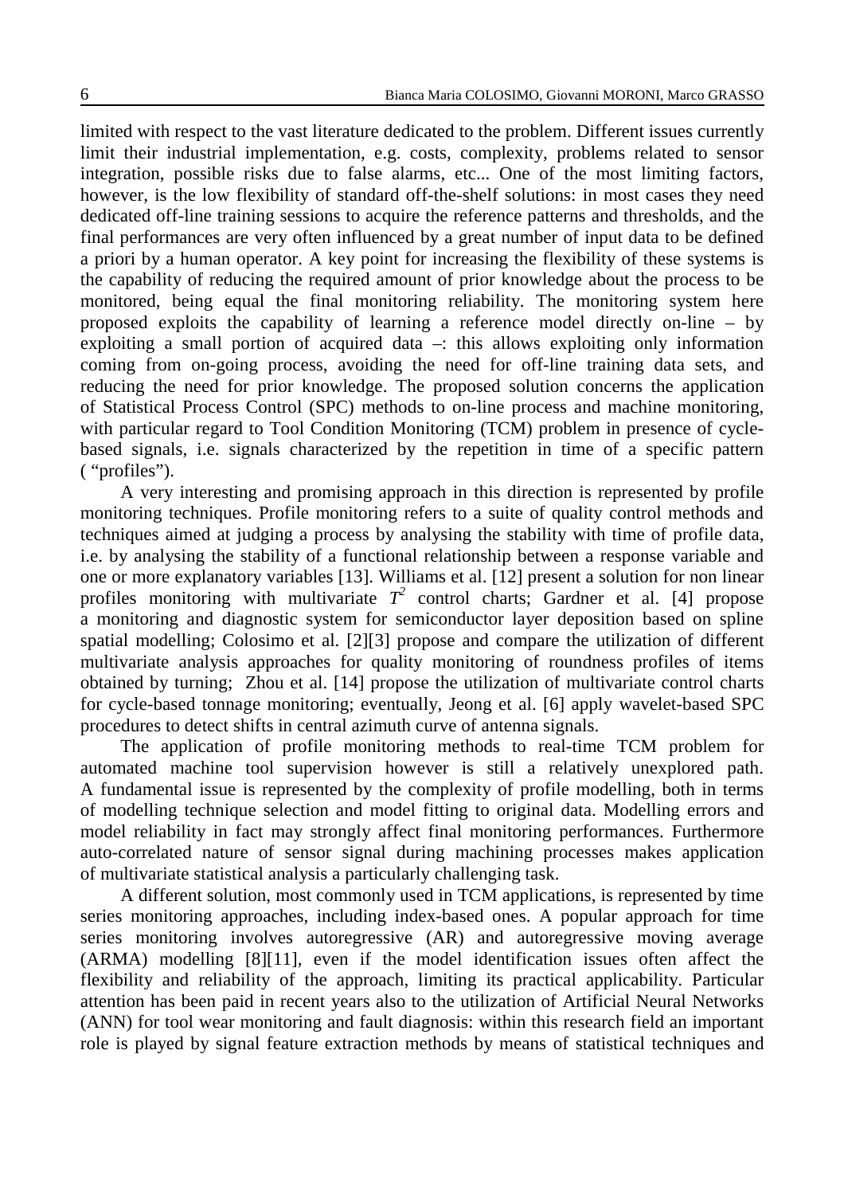limited with respect to the vast literature dedicated to the problem. Different issues currently limit their industrial implementation, e.g. costs, complexity, problems related to sensor integration, possible risks due to false alarms, etc... One of the most limiting factors, however, is the low flexibility of standard off-the-shelf solutions: in most cases they need dedicated off-line training sessions to acquire the reference patterns and thresholds, and the final performances are very often influenced by a great number of input data to be defined a priori by a human operator. A key point for increasing the flexibility of these systems is the capability of reducing the required amount of prior knowledge about the process to be monitored, being equal the final monitoring reliability. The monitoring system here proposed exploits the capability of learning a reference model directly on-line – by exploiting a small portion of acquired data –: this allows exploiting only information coming from on-going process, avoiding the need for off-line training data sets, and reducing the need for prior knowledge. The proposed solution concerns the application of Statistical Process Control (SPC) methods to on-line process and machine monitoring, with particular regard to Tool Condition Monitoring (TCM) problem in presence of cycle-based signals, i.e. signals characterized by the repetition in time of a specific pattern ( "profiles").

A very interesting and promising approach in this direction is represented by profile monitoring techniques. Profile monitoring refers to a suite of quality control methods and techniques aimed at judging a process by analysing the stability with time of profile data, i.e. by analysing the stability of a functional relationship between a response variable and one or more explanatory variables [13]. Williams et al. [12] present a solution for non linear profiles monitoring with multivariate $T^2$ control charts; Gardner et al. [4] propose a monitoring and diagnostic system for semiconductor layer deposition based on spline spatial modelling; Colosimo et al. [2][3] propose and compare the utilization of different multivariate analysis approaches for quality monitoring of roundness profiles of items obtained by turning; Zhou et al. [14] propose the utilization of multivariate control charts for cycle-based tonnage monitoring; eventually, Jeong et al. [6] apply wavelet-based SPC procedures to detect shifts in central azimuth curve of antenna signals.

The application of profile monitoring methods to real-time TCM problem for automated machine tool supervision however is still a relatively unexplored path. A fundamental issue is represented by the complexity of profile modelling, both in terms of modelling technique selection and model fitting to original data. Modelling errors and model reliability in fact may strongly affect final monitoring performances. Furthermore auto-correlated nature of sensor signal during machining processes makes application of multivariate statistical analysis a particularly challenging task.

A different solution, most commonly used in TCM applications, is represented by time series monitoring approaches, including index-based ones. A popular approach for time series monitoring involves autoregressive (AR) and autoregressive moving average (ARMA) modelling [8][11], even if the model identification issues often affect the flexibility and reliability of the approach, limiting its practical applicability. Particular attention has been paid in recent years also to the utilization of Artificial Neural Networks (ANN) for tool wear monitoring and fault diagnosis: within this research field an important role is played by signal feature extraction methods by means of statistical techniques and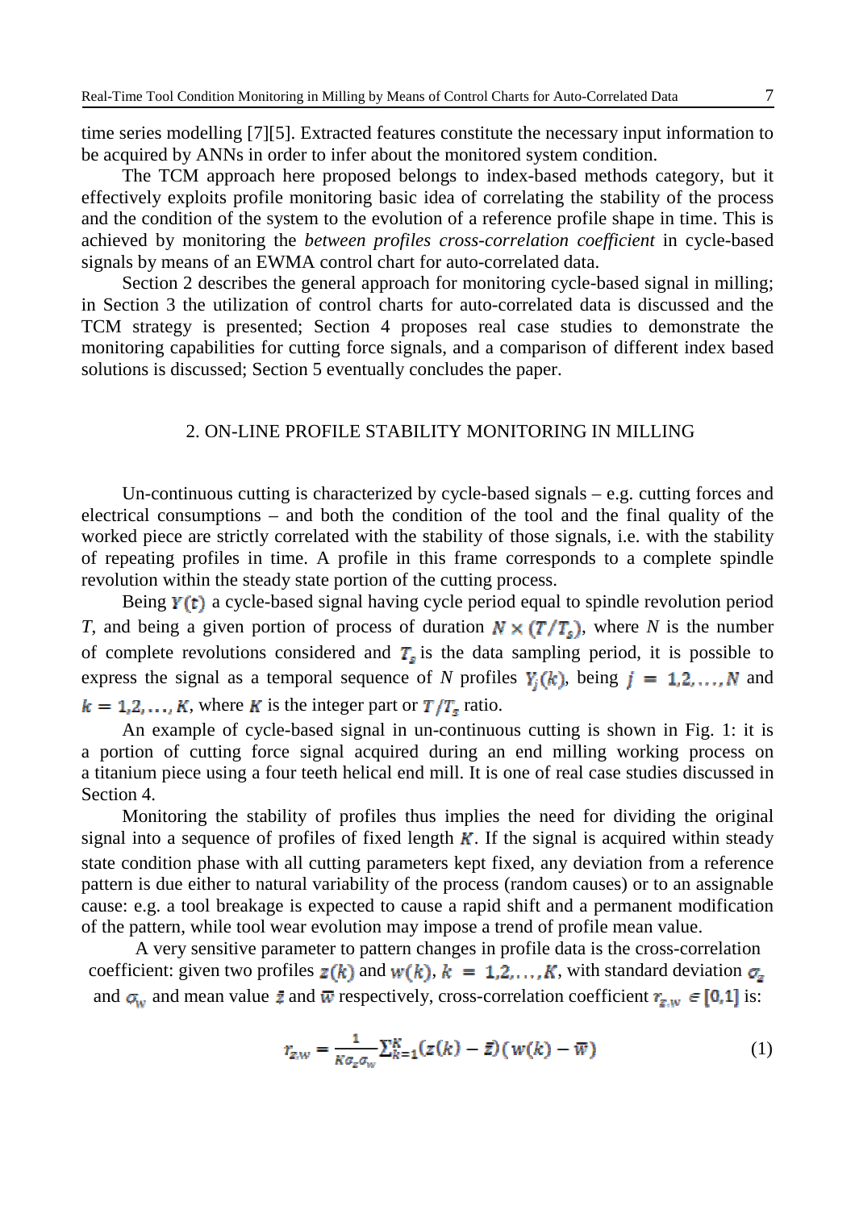time series modelling [7][5]. Extracted features constitute the necessary input information to be acquired by ANNs in order to infer about the monitored system condition.

The TCM approach here proposed belongs to index-based methods category, but it effectively exploits profile monitoring basic idea of correlating the stability of the process and the condition of the system to the evolution of a reference profile shape in time. This is achieved by monitoring the *between profiles cross-correlation coefficient* in cycle-based signals by means of an EWMA control chart for auto-correlated data.

Section 2 describes the general approach for monitoring cycle-based signal in milling; in Section 3 the utilization of control charts for auto-correlated data is discussed and the TCM strategy is presented; Section 4 proposes real case studies to demonstrate the monitoring capabilities for cutting force signals, and a comparison of different index based solutions is discussed; Section 5 eventually concludes the paper.

## 2. ON-LINE PROFILE STABILITY MONITORING IN MILLING

Un-continuous cutting is characterized by cycle-based signals – e.g. cutting forces and electrical consumptions – and both the condition of the tool and the final quality of the worked piece are strictly correlated with the stability of those signals, i.e. with the stability of repeating profiles in time. A profile in this frame corresponds to a complete spindle revolution within the steady state portion of the cutting process.

Being $Y(t)$ a cycle-based signal having cycle period equal to spindle revolution period $T$, and being a given portion of process of duration $N \times (T/T_s)$, where $N$ is the number of complete revolutions considered and $T_s$ is the data sampling period, it is possible to express the signal as a temporal sequence of $N$ profiles $Y_j(k)$, being $j = 1,2,\ldots,N$ and $k = 1,2,\ldots,K$, where $K$ is the integer part or $T/T_s$ ratio.

An example of cycle-based signal in un-continuous cutting is shown in Fig. 1: it is a portion of cutting force signal acquired during an end milling working process on a titanium piece using a four teeth helical end mill. It is one of real case studies discussed in Section 4.

Monitoring the stability of profiles thus implies the need for dividing the original signal into a sequence of profiles of fixed length $K$. If the signal is acquired within steady state condition phase with all cutting parameters kept fixed, any deviation from a reference pattern is due either to natural variability of the process (random causes) or to an assignable cause: e.g. a tool breakage is expected to cause a rapid shift and a permanent modification of the pattern, while tool wear evolution may impose a trend of profile mean value.

A very sensitive parameter to pattern changes in profile data is the cross-correlation coefficient: given two profiles $z(k)$ and $w(k)$, $k = 1,2,\ldots,K$, with standard deviation $\sigma_z$ and $\sigma_w$ and mean value $\bar{z}$ and $\bar{w}$ respectively, cross-correlation coefficient $r_{z,w} \in [0,1]$ is:

$$r_{z,w} = \frac{1}{K\sigma_z\sigma_w}\sum_{k=1}^{K}(z(k) - \bar{z})(w(k) - \bar{w}) \tag{1}$$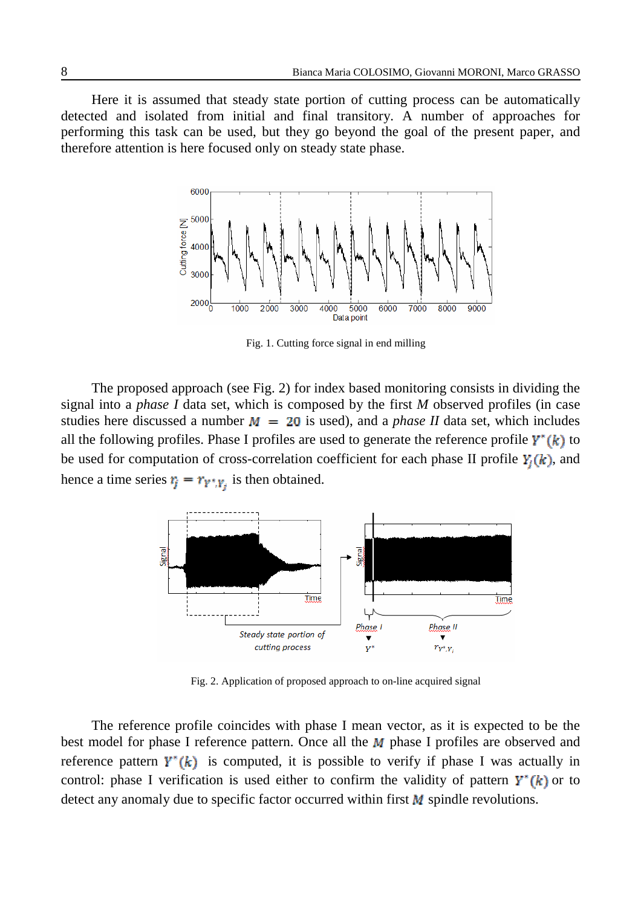Here it is assumed that steady state portion of cutting process can be automatically detected and isolated from initial and final transitory. A number of approaches for performing this task can be used, but they go beyond the goal of the present paper, and therefore attention is here focused only on steady state phase.

Fig. 1. Cutting force signal in end milling

The proposed approach (see Fig. 2) for index based monitoring consists in dividing the signal into a *phase I* data set, which is composed by the first $M$ observed profiles (in case studies here discussed a number $M = 20$ is used), and a *phase II* data set, which includes all the following profiles. Phase I profiles are used to generate the reference profile $Y^*(k)$ to be used for computation of cross-correlation coefficient for each phase II profile $Y_j(k)$, and hence a time series $r_j = r_{Y^*,Y_j}$ is then obtained.

Fig. 2. Application of proposed approach to on-line acquired signal

The reference profile coincides with phase I mean vector, as it is expected to be the best model for phase I reference pattern. Once all the $M$ phase I profiles are observed and reference pattern $Y^*(k)$ is computed, it is possible to verify if phase I was actually in control: phase I verification is used either to confirm the validity of pattern $Y^*(k)$ or to detect any anomaly due to specific factor occurred within first $M$ spindle revolutions.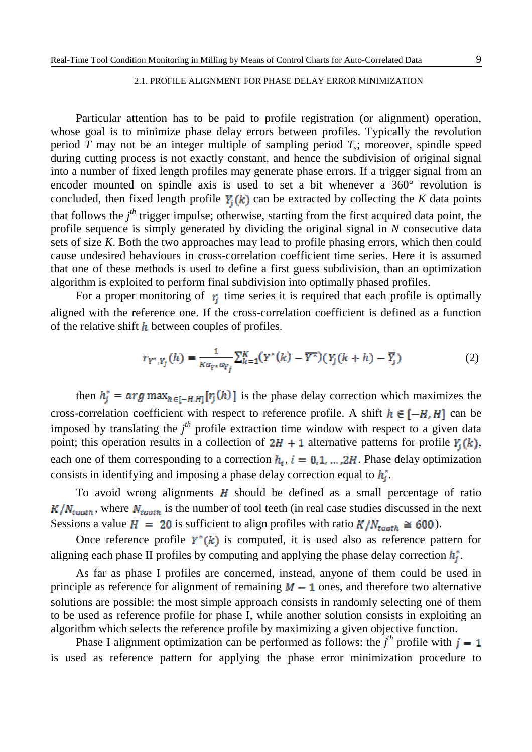### 2.1. PROFILE ALIGNMENT FOR PHASE DELAY ERROR MINIMIZATION

Particular attention has to be paid to profile registration (or alignment) operation, whose goal is to minimize phase delay errors between profiles. Typically the revolution period $T$ may not be an integer multiple of sampling period $T_s$; moreover, spindle speed during cutting process is not exactly constant, and hence the subdivision of original signal into a number of fixed length profiles may generate phase errors. If a trigger signal from an encoder mounted on spindle axis is used to set a bit whenever a 360° revolution is concluded, then fixed length profile $Y_j(k)$ can be extracted by collecting the $K$ data points that follows the $j^{th}$ trigger impulse; otherwise, starting from the first acquired data point, the profile sequence is simply generated by dividing the original signal in $N$ consecutive data sets of size $K$. Both the two approaches may lead to profile phasing errors, which then could cause undesired behaviours in cross-correlation coefficient time series. Here it is assumed that one of these methods is used to define a first guess subdivision, than an optimization algorithm is exploited to perform final subdivision into optimally phased profiles.

For a proper monitoring of $r_j$ time series it is required that each profile is optimally aligned with the reference one. If the cross-correlation coefficient is defined as a function of the relative shift $h$ between couples of profiles.

$$r_{Y^*,Y_j}(h) = \frac{1}{K\sigma_{Y^*}\sigma_{Y_j}} \sum_{k=1}^{K} (Y^*(k) - \overline{Y^*})(Y_j(k+h) - \overline{Y}_j) \tag{2}$$

then $h_j^* = arg\max_{h\in[-H,H]}[r_j(h)]$ is the phase delay correction which maximizes the cross-correlation coefficient with respect to reference profile. A shift $h \in [-H, H]$ can be imposed by translating the $j^{th}$ profile extraction time window with respect to a given data point; this operation results in a collection of $2H + 1$ alternative patterns for profile $Y_j(k)$, each one of them corresponding to a correction $h_i$, $i = 0,1, \ldots, 2H$. Phase delay optimization consists in identifying and imposing a phase delay correction equal to $h_j^*$.

To avoid wrong alignments $H$ should be defined as a small percentage of ratio $K/N_{tooth}$, where $N_{tooth}$ is the number of tool teeth (in real case studies discussed in the next Sessions a value $H = 20$ is sufficient to align profiles with ratio $K/N_{tooth} \cong 600$).

Once reference profile $Y^*(k)$ is computed, it is used also as reference pattern for aligning each phase II profiles by computing and applying the phase delay correction $h_j^*$.

As far as phase I profiles are concerned, instead, anyone of them could be used in principle as reference for alignment of remaining $M - 1$ ones, and therefore two alternative solutions are possible: the most simple approach consists in randomly selecting one of them to be used as reference profile for phase I, while another solution consists in exploiting an algorithm which selects the reference profile by maximizing a given objective function.

Phase I alignment optimization can be performed as follows: the $j^{th}$ profile with $j = 1$ is used as reference pattern for applying the phase error minimization procedure to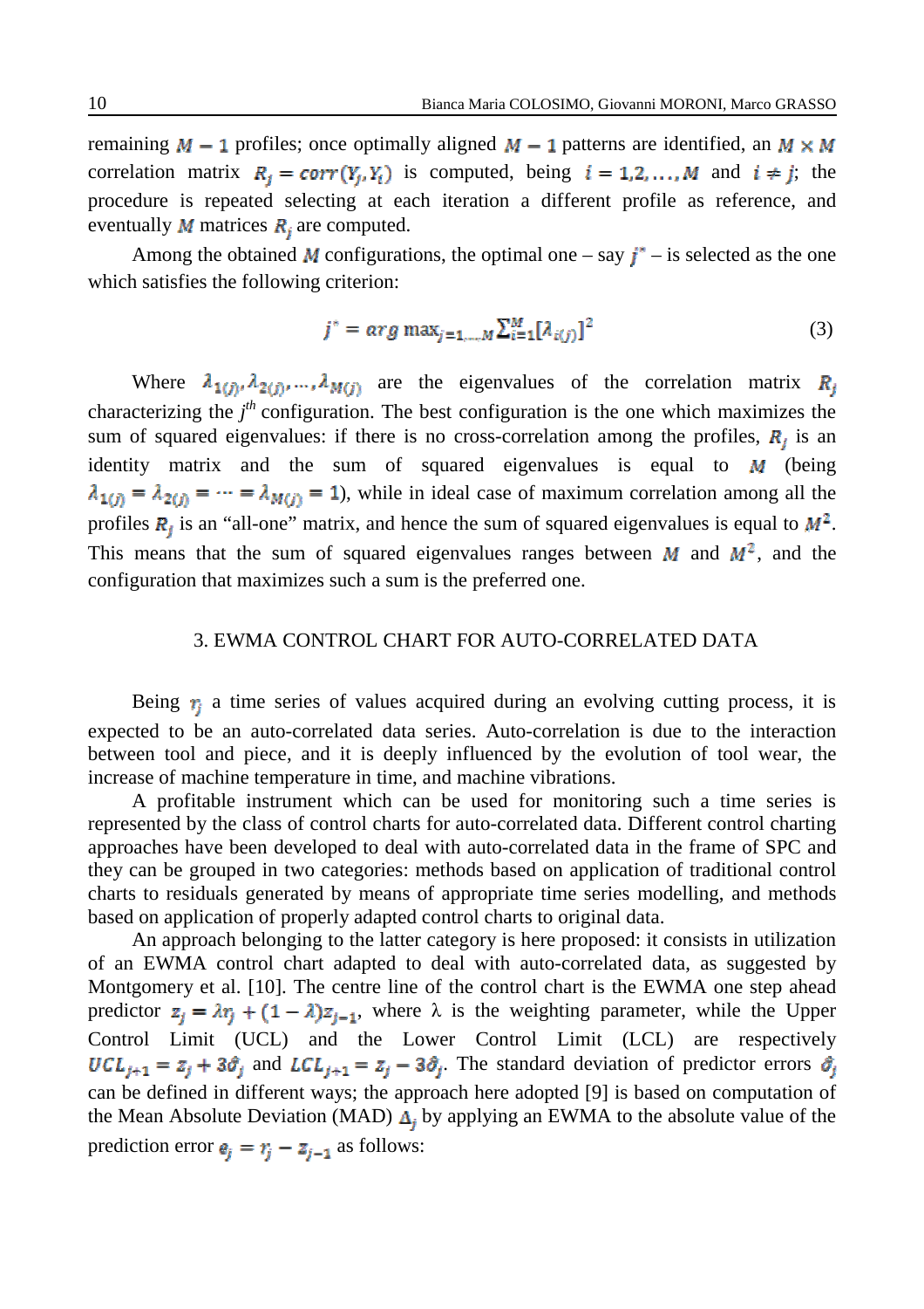remaining $M-1$ profiles; once optimally aligned $M-1$ patterns are identified, an $M \times M$ correlation matrix $R_j = corr(Y_j, Y_i)$ is computed, being $i = 1,2,\ldots,M$ and $i \neq j$; the procedure is repeated selecting at each iteration a different profile as reference, and eventually $M$ matrices $R_j$ are computed.

Among the obtained $M$ configurations, the optimal one – say $j^*$ – is selected as the one which satisfies the following criterion:

$$j^* = arg\max_{j=1,\ldots,M} \sum_{i=1}^{M} [\lambda_{i(j)}]^2 \tag{3}$$

Where $\lambda_{1(j)}, \lambda_{2(j)}, \ldots, \lambda_{M(j)}$ are the eigenvalues of the correlation matrix $R_j$ characterizing the $j^{th}$ configuration. The best configuration is the one which maximizes the sum of squared eigenvalues: if there is no cross-correlation among the profiles, $R_j$ is an identity matrix and the sum of squared eigenvalues is equal to $M$ (being $\lambda_{1(j)} = \lambda_{2(j)} = \cdots = \lambda_{M(j)} = 1$), while in ideal case of maximum correlation among all the profiles $R_j$ is an "all-one" matrix, and hence the sum of squared eigenvalues is equal to $M^2$. This means that the sum of squared eigenvalues ranges between $M$ and $M^2$, and the configuration that maximizes such a sum is the preferred one.

## 3. EWMA CONTROL CHART FOR AUTO-CORRELATED DATA

Being $r_j$ a time series of values acquired during an evolving cutting process, it is expected to be an auto-correlated data series. Auto-correlation is due to the interaction between tool and piece, and it is deeply influenced by the evolution of tool wear, the increase of machine temperature in time, and machine vibrations.

A profitable instrument which can be used for monitoring such a time series is represented by the class of control charts for auto-correlated data. Different control charting approaches have been developed to deal with auto-correlated data in the frame of SPC and they can be grouped in two categories: methods based on application of traditional control charts to residuals generated by means of appropriate time series modelling, and methods based on application of properly adapted control charts to original data.

An approach belonging to the latter category is here proposed: it consists in utilization of an EWMA control chart adapted to deal with auto-correlated data, as suggested by Montgomery et al. [10]. The centre line of the control chart is the EWMA one step ahead predictor $z_j = \lambda r_j + (1-\lambda) z_{j-1}$, where λ is the weighting parameter, while the Upper Control Limit (UCL) and the Lower Control Limit (LCL) are respectively $UCL_{j+1} = z_j + 3\hat{\sigma}_j$ and $LCL_{j+1} = z_j - 3\hat{\sigma}_j$. The standard deviation of predictor errors $\hat{\sigma}_j$ can be defined in different ways; the approach here adopted [9] is based on computation of the Mean Absolute Deviation (MAD) $\Delta_j$ by applying an EWMA to the absolute value of the prediction error $e_j = r_j - z_{j-1}$ as follows: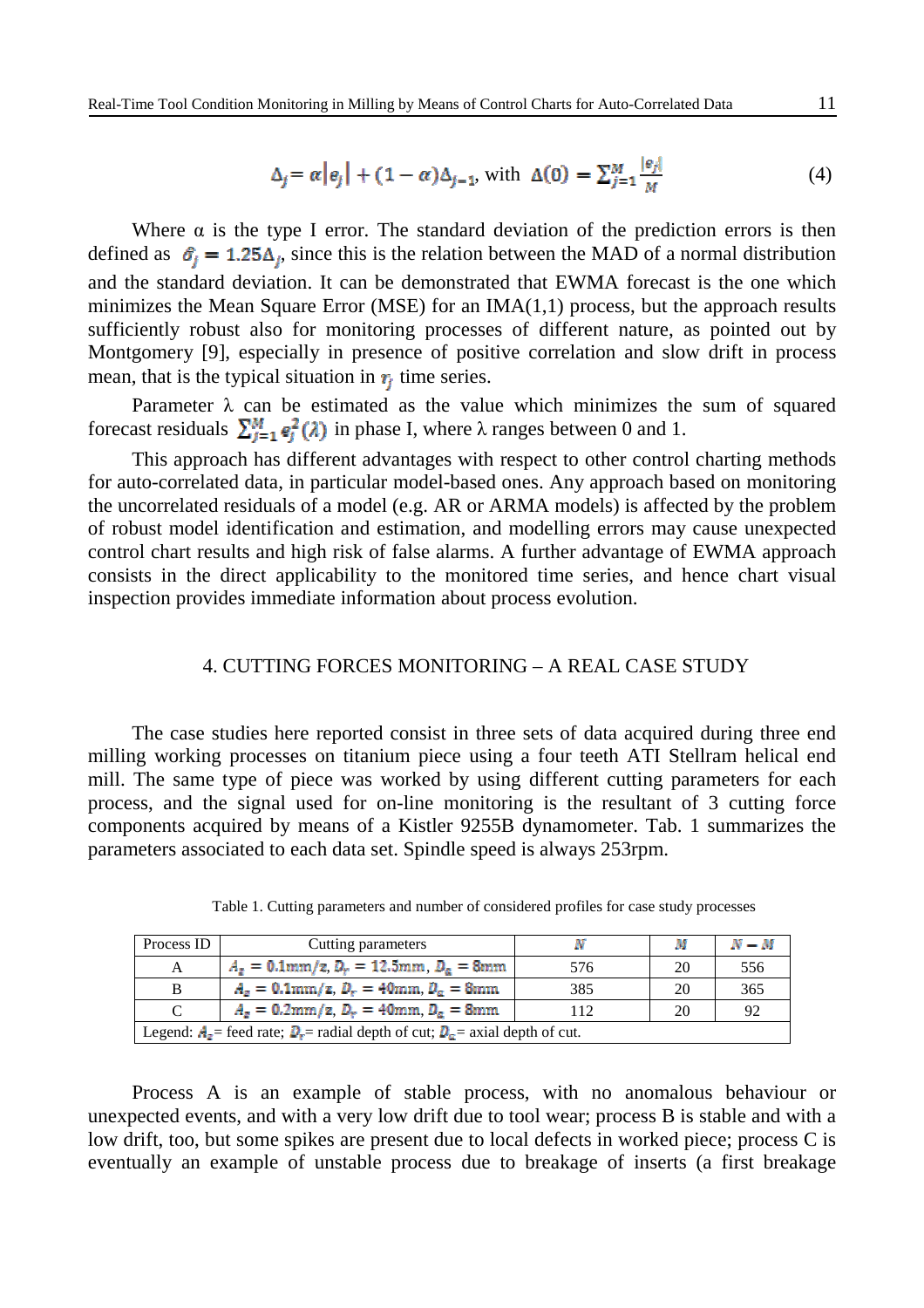$$\Delta_j = \alpha\left|e_j\right| + (1-\alpha)\Delta_{j-1}, \text{ with } \Delta(0) = \sum_{j=1}^{M} \frac{|e_j|}{M} \tag{4}$$

Where α is the type I error. The standard deviation of the prediction errors is then defined as $\hat{\sigma}_j = 1.25\Delta_j$, since this is the relation between the MAD of a normal distribution and the standard deviation. It can be demonstrated that EWMA forecast is the one which minimizes the Mean Square Error (MSE) for an IMA(1,1) process, but the approach results sufficiently robust also for monitoring processes of different nature, as pointed out by Montgomery [9], especially in presence of positive correlation and slow drift in process mean, that is the typical situation in $r_j$ time series.

Parameter λ can be estimated as the value which minimizes the sum of squared forecast residuals $\sum_{j=1}^{M} e_j^2(\lambda)$ in phase I, where λ ranges between 0 and 1.

This approach has different advantages with respect to other control charting methods for auto-correlated data, in particular model-based ones. Any approach based on monitoring the uncorrelated residuals of a model (e.g. AR or ARMA models) is affected by the problem of robust model identification and estimation, and modelling errors may cause unexpected control chart results and high risk of false alarms. A further advantage of EWMA approach consists in the direct applicability to the monitored time series, and hence chart visual inspection provides immediate information about process evolution.

## 4. CUTTING FORCES MONITORING – A REAL CASE STUDY

The case studies here reported consist in three sets of data acquired during three end milling working processes on titanium piece using a four teeth ATI Stellram helical end mill. The same type of piece was worked by using different cutting parameters for each process, and the signal used for on-line monitoring is the resultant of 3 cutting force components acquired by means of a Kistler 9255B dynamometer. Tab. 1 summarizes the parameters associated to each data set. Spindle speed is always 253rpm.

Table 1. Cutting parameters and number of considered profiles for case study processes

| Process ID | Cutting parameters | $N$ | $M$ | $N-M$ |
|---|---|---|---|---|
| A | $A_z = 0.1\text{mm/z}$, $D_r = 12.5\text{mm}$, $D_a = 8\text{mm}$ | 576 | 20 | 556 |
| B | $A_z = 0.1\text{mm/z}$, $D_r = 40\text{mm}$, $D_a = 8\text{mm}$ | 385 | 20 | 365 |
| C | $A_z = 0.2\text{mm/z}$, $D_r = 40\text{mm}$, $D_a = 8\text{mm}$ | 112 | 20 | 92 |
| Legend: $A_z$= feed rate; $D_r$= radial depth of cut; $D_a$= axial depth of cut. | | | | |

Process A is an example of stable process, with no anomalous behaviour or unexpected events, and with a very low drift due to tool wear; process B is stable and with a low drift, too, but some spikes are present due to local defects in worked piece; process C is eventually an example of unstable process due to breakage of inserts (a first breakage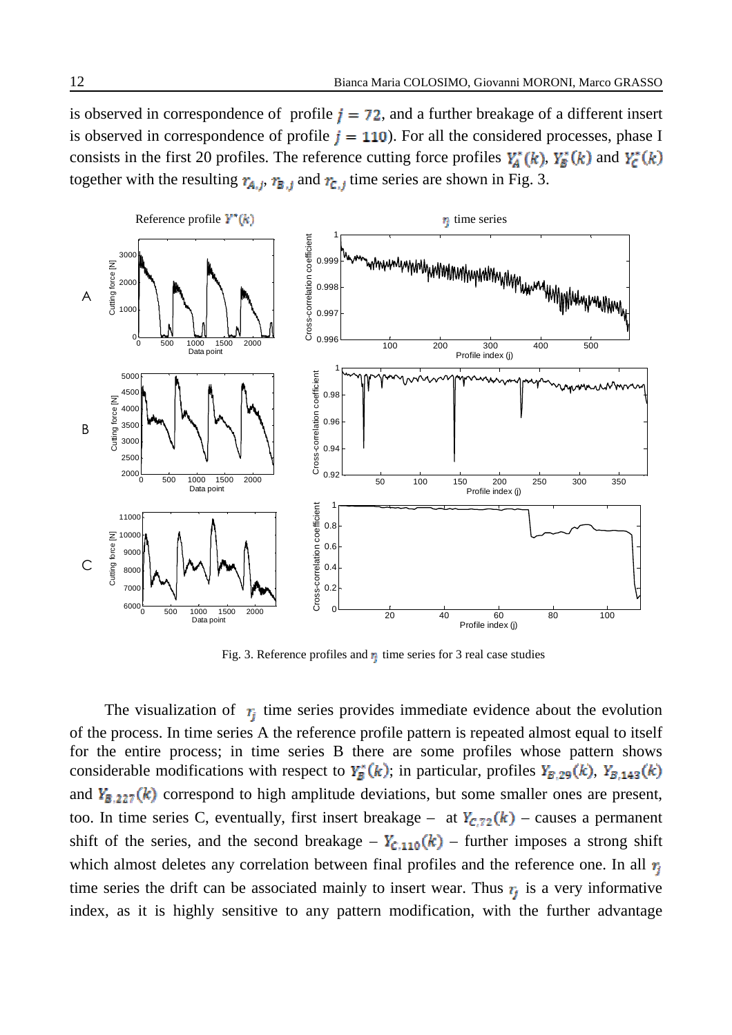is observed in correspondence of profile $j = 72$, and a further breakage of a different insert is observed in correspondence of profile $j = 110$). For all the considered processes, phase I consists in the first 20 profiles. The reference cutting force profiles $Y_A^*(k)$, $Y_B^*(k)$ and $Y_C^*(k)$ together with the resulting $r_{A,j}$, $r_{B,j}$ and $r_{C,j}$ time series are shown in Fig. 3.

Fig. 3. Reference profiles and $r_j$ time series for 3 real case studies

The visualization of $r_j$ time series provides immediate evidence about the evolution of the process. In time series A the reference profile pattern is repeated almost equal to itself for the entire process; in time series B there are some profiles whose pattern shows considerable modifications with respect to $Y_B^*(k)$; in particular, profiles $Y_{B,29}(k)$, $Y_{B,143}(k)$ and $Y_{B,227}(k)$ correspond to high amplitude deviations, but some smaller ones are present, too. In time series C, eventually, first insert breakage – at $Y_{C,72}(k)$ – causes a permanent shift of the series, and the second breakage – $Y_{C,110}(k)$ – further imposes a strong shift which almost deletes any correlation between final profiles and the reference one. In all $r_j$ time series the drift can be associated mainly to insert wear. Thus $r_j$ is a very informative index, as it is highly sensitive to any pattern modification, with the further advantage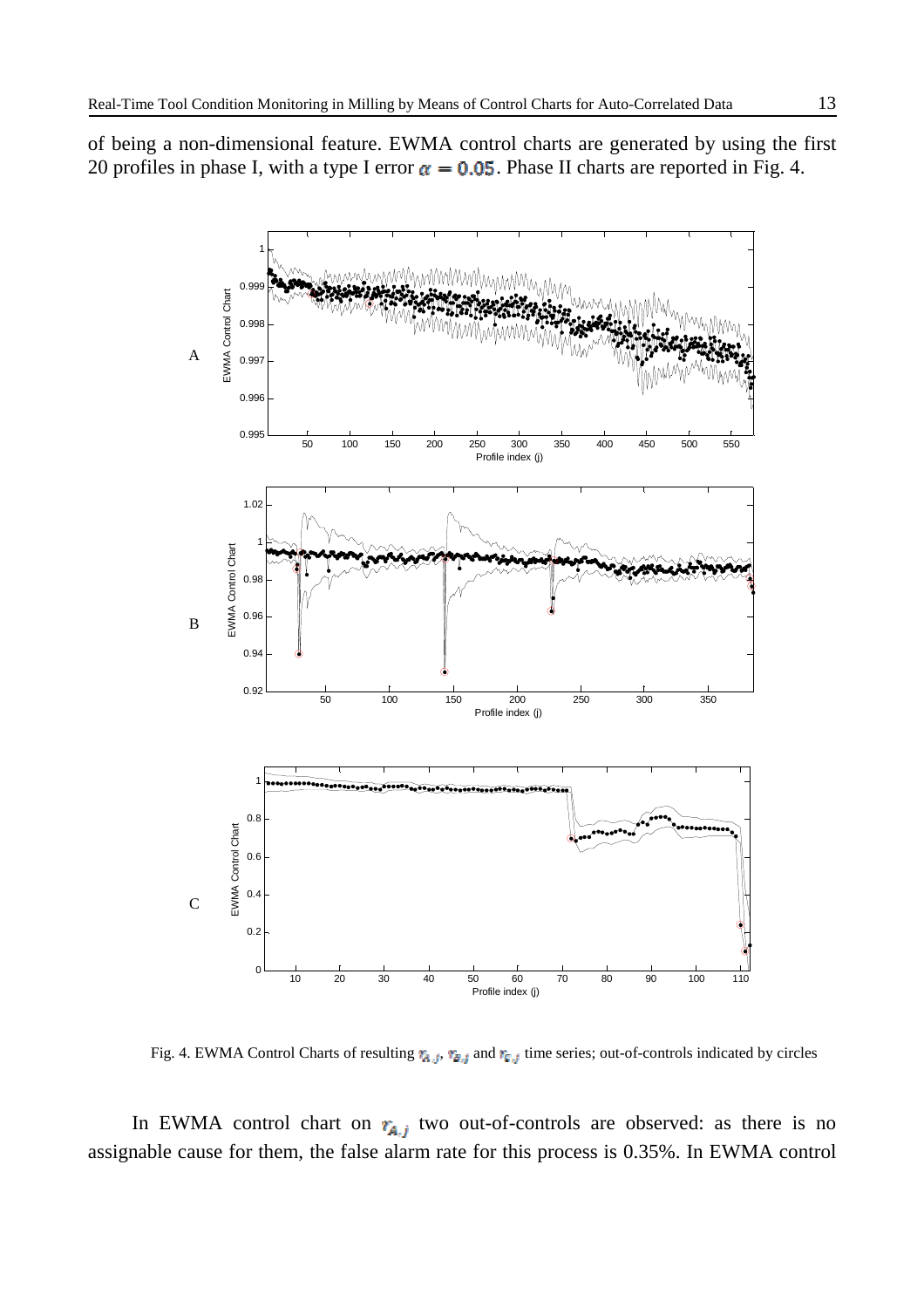of being a non-dimensional feature. EWMA control charts are generated by using the first 20 profiles in phase I, with a type I error $\alpha = 0.05$. Phase II charts are reported in Fig. 4.

Fig. 4. EWMA Control Charts of resulting $r_{A,j}$, $r_{B,j}$ and $r_{C,j}$ time series; out-of-controls indicated by circles

In EWMA control chart on $r_{A,j}$ two out-of-controls are observed: as there is no assignable cause for them, the false alarm rate for this process is 0.35%. In EWMA control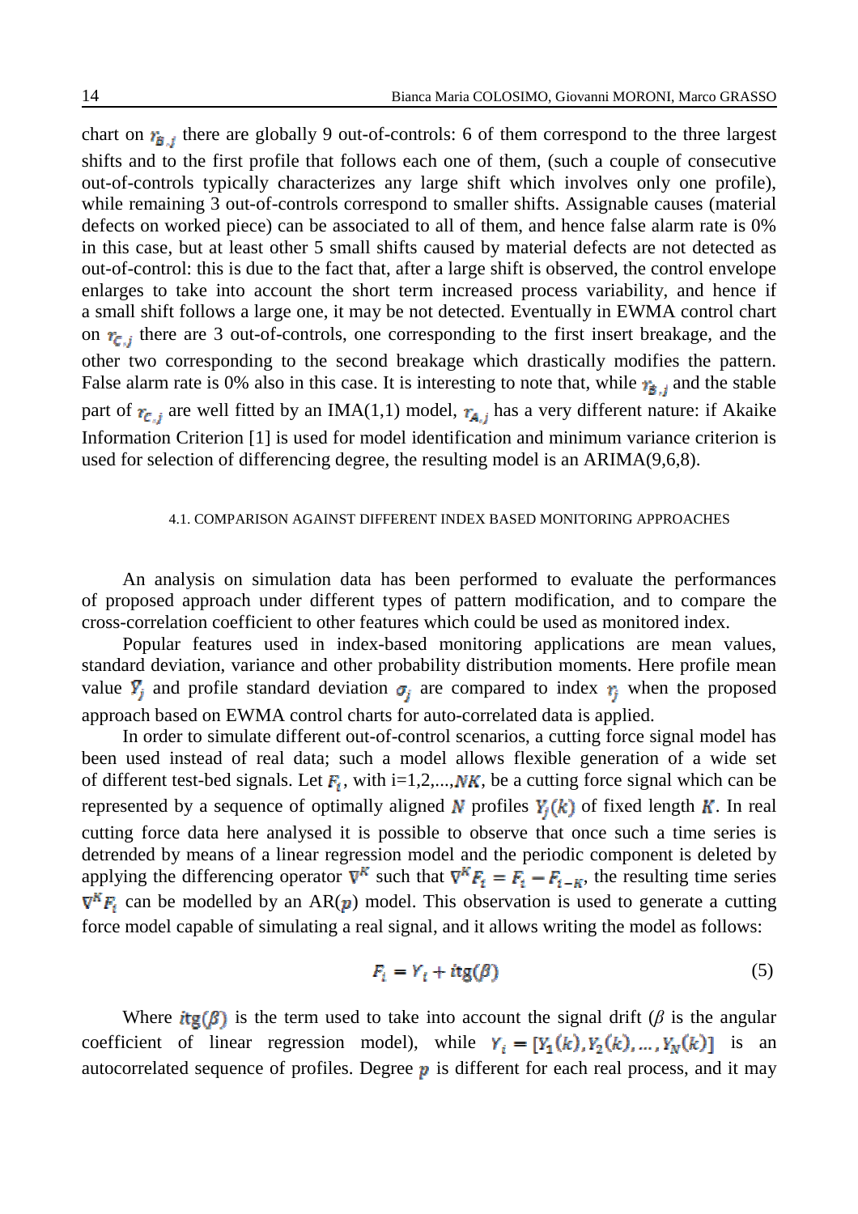chart on $r_{B,j}$ there are globally 9 out-of-controls: 6 of them correspond to the three largest shifts and to the first profile that follows each one of them, (such a couple of consecutive out-of-controls typically characterizes any large shift which involves only one profile), while remaining 3 out-of-controls correspond to smaller shifts. Assignable causes (material defects on worked piece) can be associated to all of them, and hence false alarm rate is 0% in this case, but at least other 5 small shifts caused by material defects are not detected as out-of-control: this is due to the fact that, after a large shift is observed, the control envelope enlarges to take into account the short term increased process variability, and hence if a small shift follows a large one, it may be not detected. Eventually in EWMA control chart on $r_{C,j}$ there are 3 out-of-controls, one corresponding to the first insert breakage, and the other two corresponding to the second breakage which drastically modifies the pattern. False alarm rate is 0% also in this case. It is interesting to note that, while $r_{B,j}$ and the stable part of $r_{C,j}$ are well fitted by an IMA(1,1) model, $r_{A,j}$ has a very different nature: if Akaike Information Criterion [1] is used for model identification and minimum variance criterion is used for selection of differencing degree, the resulting model is an ARIMA(9,6,8).

### 4.1. COMPARISON AGAINST DIFFERENT INDEX BASED MONITORING APPROACHES

An analysis on simulation data has been performed to evaluate the performances of proposed approach under different types of pattern modification, and to compare the cross-correlation coefficient to other features which could be used as monitored index.

Popular features used in index-based monitoring applications are mean values, standard deviation, variance and other probability distribution moments. Here profile mean value $\bar{Y}_j$ and profile standard deviation $\sigma_j$ are compared to index $r_j$ when the proposed approach based on EWMA control charts for auto-correlated data is applied.

In order to simulate different out-of-control scenarios, a cutting force signal model has been used instead of real data; such a model allows flexible generation of a wide set of different test-bed signals. Let $F_i$, with i=1,2,...,$NK$, be a cutting force signal which can be represented by a sequence of optimally aligned $N$ profiles $Y_j(k)$ of fixed length $K$. In real cutting force data here analysed it is possible to observe that once such a time series is detrended by means of a linear regression model and the periodic component is deleted by applying the differencing operator $\nabla^K$ such that $\nabla^K F_i = F_i - F_{i-K}$, the resulting time series $\nabla^K F_i$ can be modelled by an AR($p$) model. This observation is used to generate a cutting force model capable of simulating a real signal, and it allows writing the model as follows:

$$F_i = Y_i + i\text{tg}(\beta) \tag{5}$$

Where $i\text{tg}(\beta)$ is the term used to take into account the signal drift ($\beta$ is the angular coefficient of linear regression model), while $Y_i = [Y_1(k), Y_2(k), \dots, Y_N(k)]$ is an autocorrelated sequence of profiles. Degree $p$ is different for each real process, and it may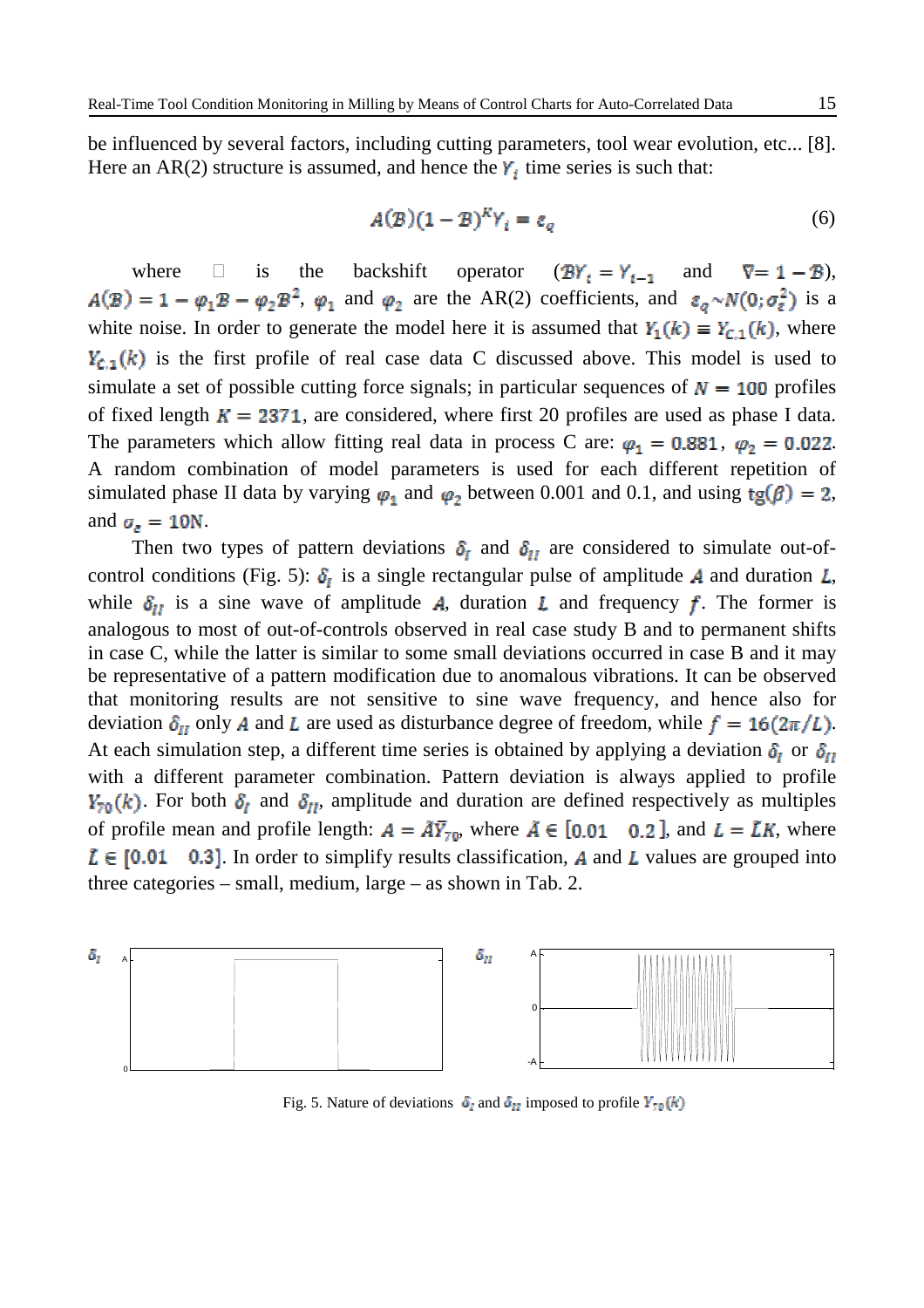be influenced by several factors, including cutting parameters, tool wear evolution, etc... [8]. Here an AR(2) structure is assumed, and hence the $Y_i$ time series is such that:

$$A(\mathcal{B})(1-\mathcal{B})^K Y_i = \varepsilon_q \tag{6}$$

where  is the backshift operator ($\mathcal{B}Y_t = Y_{t-1}$ and $\nabla = 1-\mathcal{B}$), $A(\mathcal{B}) = 1-\varphi_1\mathcal{B}-\varphi_2\mathcal{B}^2$, $\varphi_1$ and $\varphi_2$ are the AR(2) coefficients, and $\varepsilon_q \sim N(0;\sigma_\varepsilon^2)$ is a white noise. In order to generate the model here it is assumed that $Y_1(k) \equiv Y_{C,1}(k)$, where $Y_{C,1}(k)$ is the first profile of real case data C discussed above. This model is used to simulate a set of possible cutting force signals; in particular sequences of $N = 100$ profiles of fixed length $K = 2371$, are considered, where first 20 profiles are used as phase I data. The parameters which allow fitting real data in process C are: $\varphi_1 = 0.881$, $\varphi_2 = 0.022$. A random combination of model parameters is used for each different repetition of simulated phase II data by varying $\varphi_1$ and $\varphi_2$ between 0.001 and 0.1, and using $\text{tg}(\beta) = 2$, and $\sigma_\varepsilon = 10\text{N}$.

Then two types of pattern deviations $\delta_I$ and $\delta_{II}$ are considered to simulate out-of-control conditions (Fig. 5): $\delta_I$ is a single rectangular pulse of amplitude $A$ and duration $L$, while $\delta_{II}$ is a sine wave of amplitude $A$, duration $L$ and frequency $f$. The former is analogous to most of out-of-controls observed in real case study B and to permanent shifts in case C, while the latter is similar to some small deviations occurred in case B and it may be representative of a pattern modification due to anomalous vibrations. It can be observed that monitoring results are not sensitive to sine wave frequency, and hence also for deviation $\delta_{II}$ only $A$ and $L$ are used as disturbance degree of freedom, while $f = 16(2\pi/L)$. At each simulation step, a different time series is obtained by applying a deviation $\delta_I$ or $\delta_{II}$ with a different parameter combination. Pattern deviation is always applied to profile $Y_{70}(k)$. For both $\delta_I$ and $\delta_{II}$, amplitude and duration are defined respectively as multiples of profile mean and profile length: $A = \tilde{A}\bar{Y}_{70}$, where $\tilde{A} \in [0.01 \quad 0.2]$, and $L = \tilde{L}K$, where $\tilde{L} \in [0.01 \quad 0.3]$. In order to simplify results classification, $A$ and $L$ values are grouped into three categories – small, medium, large – as shown in Tab. 2.

Fig. 5. Nature of deviations $\delta_I$ and $\delta_{II}$ imposed to profile $Y_{70}(k)$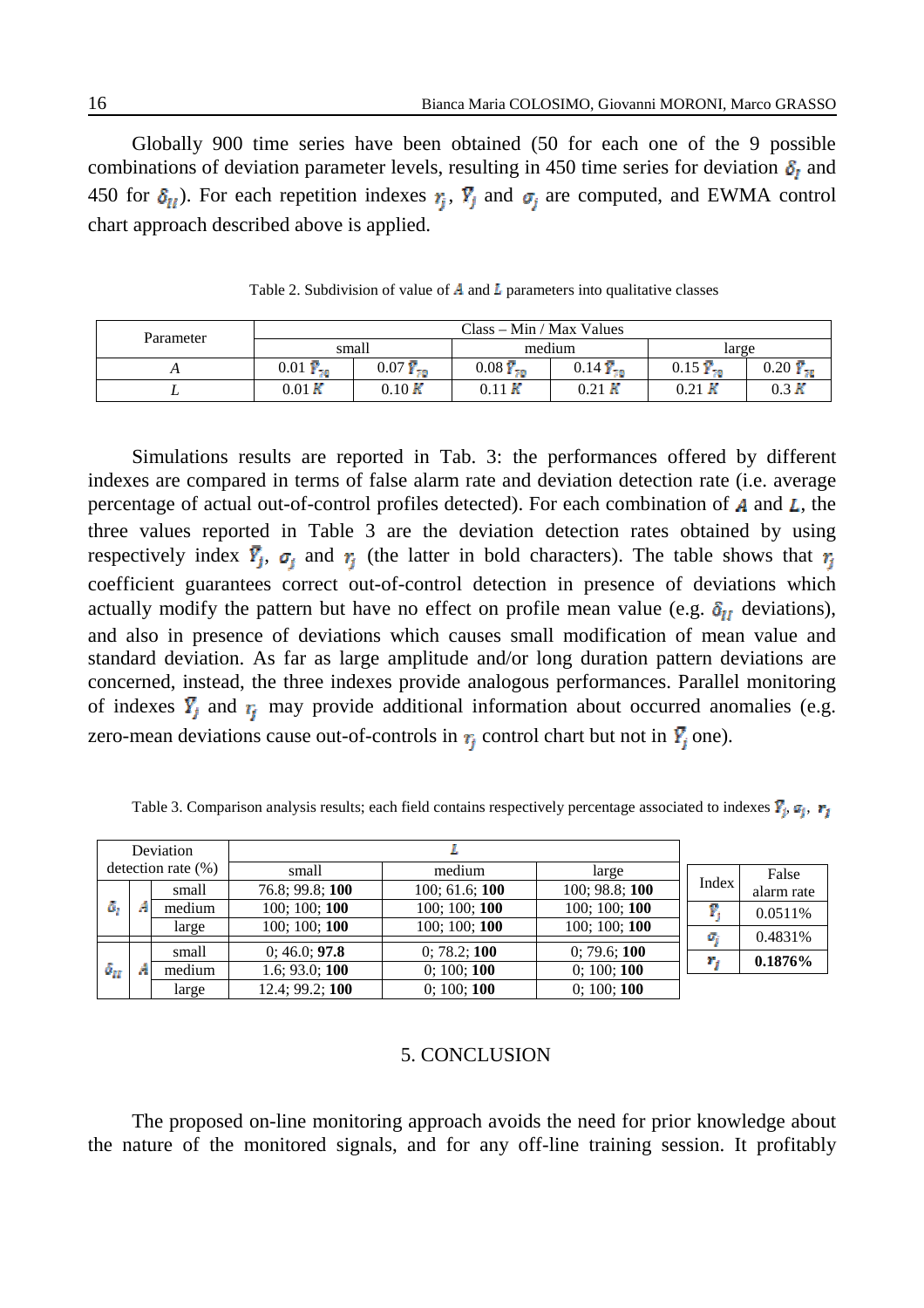Globally 900 time series have been obtained (50 for each one of the 9 possible combinations of deviation parameter levels, resulting in 450 time series for deviation $\delta_I$ and 450 for $\delta_{II}$). For each repetition indexes $r_j$, $\bar{Y}_j$ and $\sigma_j$ are computed, and EWMA control chart approach described above is applied.

Table 2. Subdivision of value of $A$ and $L$ parameters into qualitative classes

| Parameter | Class – Min / Max Values | | | | | |
|---|---|---|---|---|---|---|
| | small | | medium | | large | |
| $A$ | 0.01 $\bar{Y}_{70}$ | 0.07 $\bar{Y}_{70}$ | 0.08 $\bar{Y}_{70}$ | 0.14 $\bar{Y}_{70}$ | 0.15 $\bar{Y}_{70}$ | 0.20 $\bar{Y}_{70}$ |
| $L$ | 0.01 $K$ | 0.10 $K$ | 0.11 $K$ | 0.21 $K$ | 0.21 $K$ | 0.3 $K$ |

Simulations results are reported in Tab. 3: the performances offered by different indexes are compared in terms of false alarm rate and deviation detection rate (i.e. average percentage of actual out-of-control profiles detected). For each combination of $A$ and $L$, the three values reported in Table 3 are the deviation detection rates obtained by using respectively index $\bar{Y}_j$, $\sigma_j$ and $r_j$ (the latter in bold characters). The table shows that $r_j$ coefficient guarantees correct out-of-control detection in presence of deviations which actually modify the pattern but have no effect on profile mean value (e.g. $\delta_{II}$ deviations), and also in presence of deviations which causes small modification of mean value and standard deviation. As far as large amplitude and/or long duration pattern deviations are concerned, instead, the three indexes provide analogous performances. Parallel monitoring of indexes $\bar{Y}_j$ and $r_j$ may provide additional information about occurred anomalies (e.g. zero-mean deviations cause out-of-controls in $r_j$ control chart but not in $\bar{Y}_j$ one).

Table 3. Comparison analysis results; each field contains respectively percentage associated to indexes $\bar{Y}_j$, $\sigma_j$, $r_j$

| Deviation detection rate (%) | | | $L$ small | $L$ medium | $L$ large |
|---|---|---|---|---|---|
| $\delta_I$ | $A$ | small | 76.8; 99.8; **100** | 100; 61.6; **100** | 100; 98.8; **100** |
| | | medium | 100; 100; **100** | 100; 100; **100** | 100; 100; **100** |
| | | large | 100; 100; **100** | 100; 100; **100** | 100; 100; **100** |
| $\delta_{II}$ | $A$ | small | 0; 46.0; **97.8** | 0; 78.2; **100** | 0; 79.6; **100** |
| | | medium | 1.6; 93.0; **100** | 0; 100; **100** | 0; 100; **100** |
| | | large | 12.4; 99.2; **100** | 0; 100; **100** | 0; 100; **100** |

| Index | False alarm rate |
|---|---|
| $\bar{Y}_j$ | 0.0511% |
| $\sigma_j$ | 0.4831% |
| $r_j$ | **0.1876%** |

## 5. CONCLUSION

The proposed on-line monitoring approach avoids the need for prior knowledge about the nature of the monitored signals, and for any off-line training session. It profitably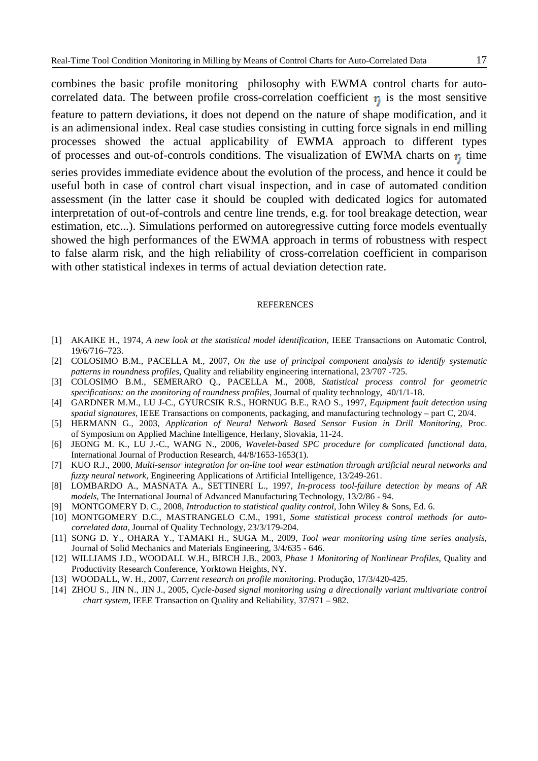combines the basic profile monitoring philosophy with EWMA control charts for auto-correlated data. The between profile cross-correlation coefficient $r_j$ is the most sensitive feature to pattern deviations, it does not depend on the nature of shape modification, and it is an adimensional index. Real case studies consisting in cutting force signals in end milling processes showed the actual applicability of EWMA approach to different types of processes and out-of-controls conditions. The visualization of EWMA charts on $r_j$ time series provides immediate evidence about the evolution of the process, and hence it could be useful both in case of control chart visual inspection, and in case of automated condition assessment (in the latter case it should be coupled with dedicated logics for automated interpretation of out-of-controls and centre line trends, e.g. for tool breakage detection, wear estimation, etc...). Simulations performed on autoregressive cutting force models eventually showed the high performances of the EWMA approach in terms of robustness with respect to false alarm risk, and the high reliability of cross-correlation coefficient in comparison with other statistical indexes in terms of actual deviation detection rate.

## REFERENCES

[1] AKAIKE H., 1974, *A new look at the statistical model identification*, IEEE Transactions on Automatic Control, 19/6/716–723.

[2] COLOSIMO B.M., PACELLA M., 2007, *On the use of principal component analysis to identify systematic patterns in roundness profiles*, Quality and reliability engineering international, 23/707 -725.

[3] COLOSIMO B.M., SEMERARO Q., PACELLA M., 2008, *Statistical process control for geometric specifications: on the monitoring of roundness profiles*, Journal of quality technology, 40/1/1-18.

[4] GARDNER M.M., LU J-C., GYURCSIK R.S., HORNUG B.E., RAO S., 1997, *Equipment fault detection using spatial signatures*, IEEE Transactions on components, packaging, and manufacturing technology – part C, 20/4.

[5] HERMANN G., 2003, *Application of Neural Network Based Sensor Fusion in Drill Monitoring*, Proc. of Symposium on Applied Machine Intelligence, Herlany, Slovakia, 11-24.

[6] JEONG M. K., LU J.-C., WANG N., 2006, *Wavelet-based SPC procedure for complicated functional data*, International Journal of Production Research, 44/8/1653-1653(1).

[7] KUO R.J., 2000, *Multi-sensor integration for on-line tool wear estimation through artificial neural networks and fuzzy neural network*, Engineering Applications of Artificial Intelligence, 13/249-261.

[8] LOMBARDO A., MASNATA A., SETTINERI L., 1997, *In-process tool-failure detection by means of AR models*, The International Journal of Advanced Manufacturing Technology, 13/2/86 - 94.

[9] MONTGOMERY D. C., 2008, *Introduction to statistical quality control*, John Wiley & Sons, Ed. 6.

[10] MONTGOMERY D.C., MASTRANGELO C.M., 1991, *Some statistical process control methods for auto-correlated data*, Journal of Quality Technology, 23/3/179-204.

[11] SONG D. Y., OHARA Y., TAMAKI H., SUGA M., 2009, *Tool wear monitoring using time series analysis*, Journal of Solid Mechanics and Materials Engineering, 3/4/635 - 646.

[12] WILLIAMS J.D., WOODALL W.H., BIRCH J.B., 2003, *Phase 1 Monitoring of Nonlinear Profiles*, Quality and Productivity Research Conference, Yorktown Heights, NY.

[13] WOODALL, W. H., 2007, *Current research on profile monitoring*. Produção, 17/3/420-425.

[14] ZHOU S., JIN N., JIN J., 2005, *Cycle-based signal monitoring using a directionally variant multivariate control chart system*, IEEE Transaction on Quality and Reliability, 37/971 – 982.